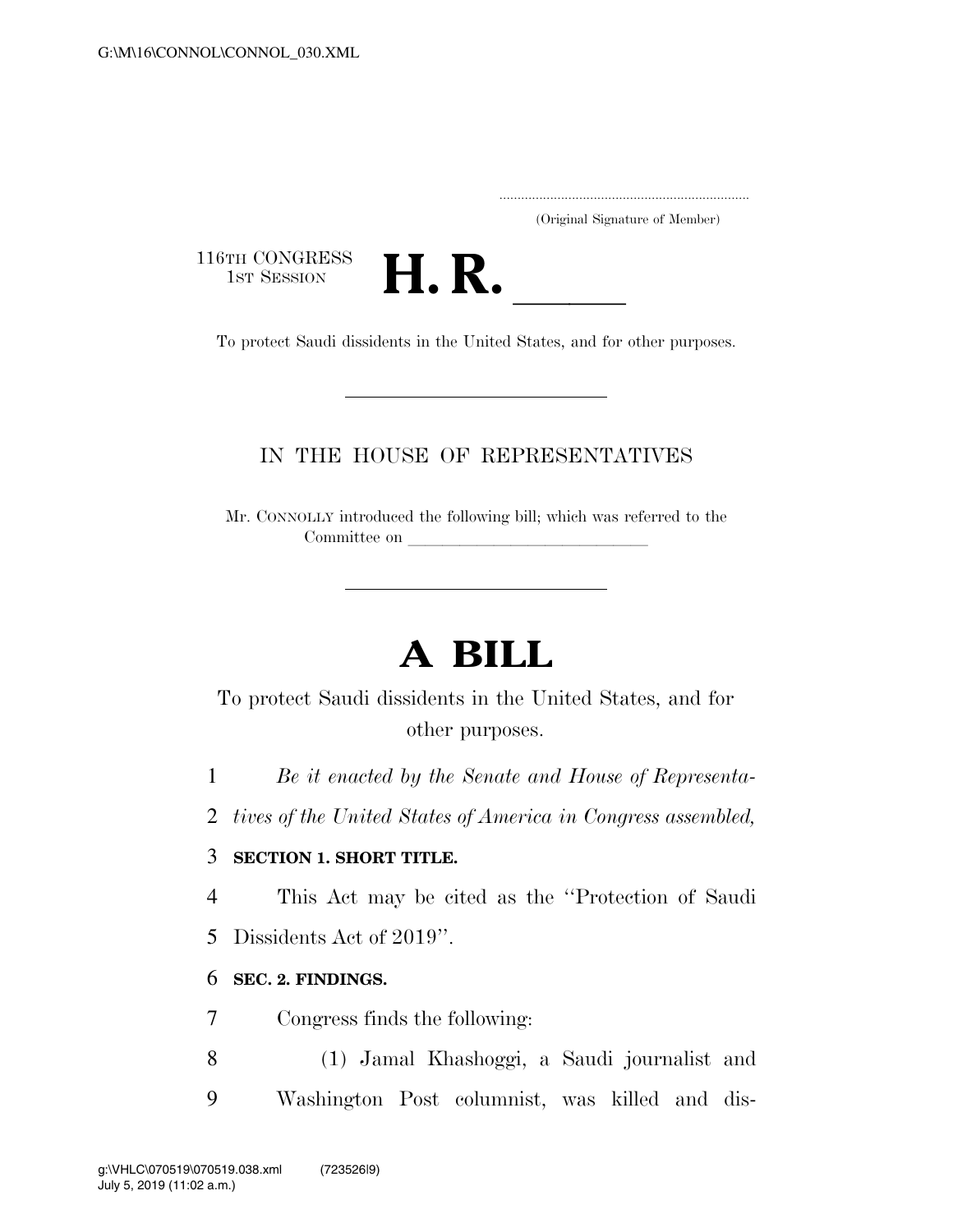(Original Signature of Member)

116TH CONGRESS
1ST SESSION

# H. R. \_\_\_\_\_

To protect Saudi dissidents in the United States, and for other purposes.

IN THE HOUSE OF REPRESENTATIVES

Mr. CONNOLLY introduced the following bill; which was referred to the Committee on \_\_\_\_\_\_\_\_\_\_\_\_\_\_\_\_\_\_\_\_\_\_\_\_\_\_\_\_

# A BILL

To protect Saudi dissidents in the United States, and for other purposes.

*Be it enacted by the Senate and House of Representatives of the United States of America in Congress assembled,*

**SECTION 1. SHORT TITLE.**

This Act may be cited as the ''Protection of Saudi Dissidents Act of 2019''.

**SEC. 2. FINDINGS.**

Congress finds the following:

(1) Jamal Khashoggi, a Saudi journalist and Washington Post columnist, was killed and dis-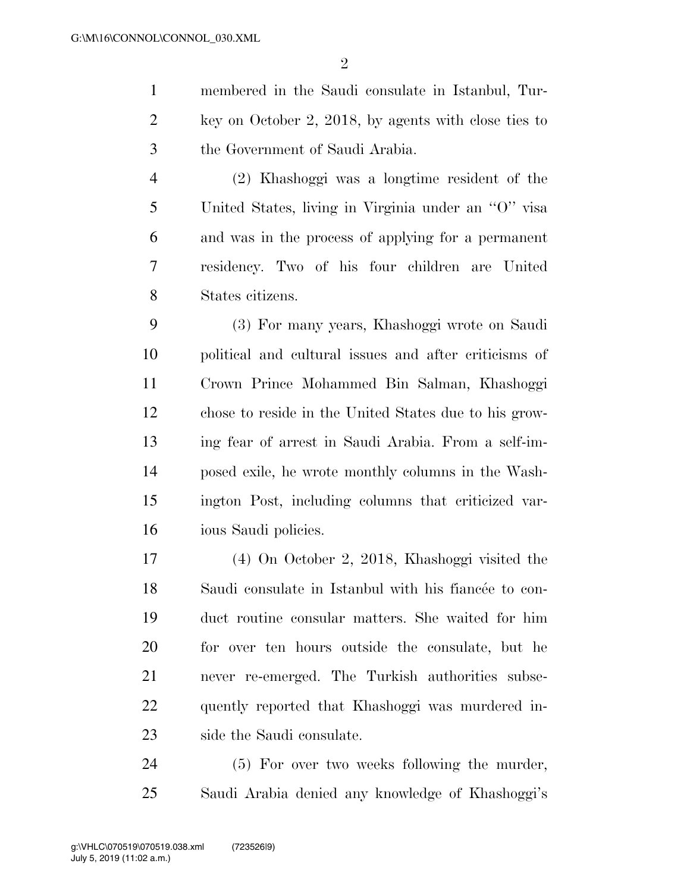membered in the Saudi consulate in Istanbul, Turkey on October 2, 2018, by agents with close ties to the Government of Saudi Arabia.

(2) Khashoggi was a longtime resident of the United States, living in Virginia under an ''O'' visa and was in the process of applying for a permanent residency. Two of his four children are United States citizens.

(3) For many years, Khashoggi wrote on Saudi political and cultural issues and after criticisms of Crown Prince Mohammed Bin Salman, Khashoggi chose to reside in the United States due to his growing fear of arrest in Saudi Arabia. From a self-imposed exile, he wrote monthly columns in the Washington Post, including columns that criticized various Saudi policies.

(4) On October 2, 2018, Khashoggi visited the Saudi consulate in Istanbul with his fiancée to conduct routine consular matters. She waited for him for over ten hours outside the consulate, but he never re-emerged. The Turkish authorities subsequently reported that Khashoggi was murdered inside the Saudi consulate.

(5) For over two weeks following the murder, Saudi Arabia denied any knowledge of Khashoggi's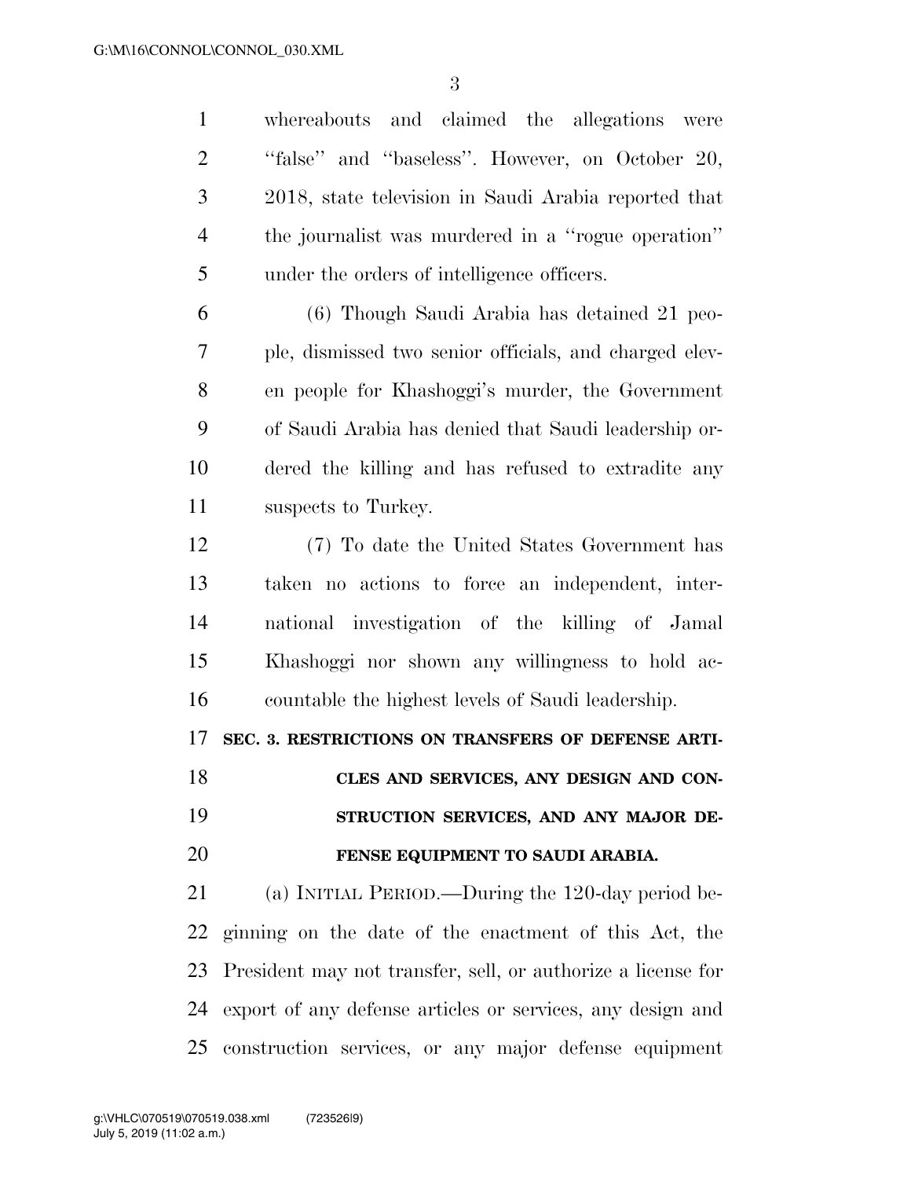whereabouts and claimed the allegations were ''false'' and ''baseless''. However, on October 20, 2018, state television in Saudi Arabia reported that the journalist was murdered in a ''rogue operation'' under the orders of intelligence officers.

(6) Though Saudi Arabia has detained 21 people, dismissed two senior officials, and charged eleven people for Khashoggi's murder, the Government of Saudi Arabia has denied that Saudi leadership ordered the killing and has refused to extradite any suspects to Turkey.

(7) To date the United States Government has taken no actions to force an independent, international investigation of the killing of Jamal Khashoggi nor shown any willingness to hold accountable the highest levels of Saudi leadership.

## SEC. 3. RESTRICTIONS ON TRANSFERS OF DEFENSE ARTICLES AND SERVICES, ANY DESIGN AND CONSTRUCTION SERVICES, AND ANY MAJOR DEFENSE EQUIPMENT TO SAUDI ARABIA.

(a) INITIAL PERIOD.—During the 120-day period beginning on the date of the enactment of this Act, the President may not transfer, sell, or authorize a license for export of any defense articles or services, any design and construction services, or any major defense equipment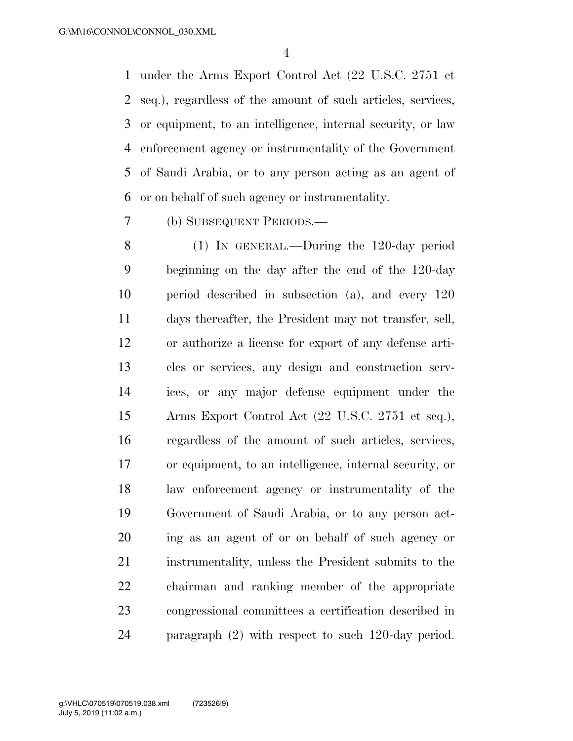under the Arms Export Control Act (22 U.S.C. 2751 et seq.), regardless of the amount of such articles, services, or equipment, to an intelligence, internal security, or law enforcement agency or instrumentality of the Government of Saudi Arabia, or to any person acting as an agent of or on behalf of such agency or instrumentality.

(b) SUBSEQUENT PERIODS.—

(1) IN GENERAL.—During the 120-day period beginning on the day after the end of the 120-day period described in subsection (a), and every 120 days thereafter, the President may not transfer, sell, or authorize a license for export of any defense articles or services, any design and construction services, or any major defense equipment under the Arms Export Control Act (22 U.S.C. 2751 et seq.), regardless of the amount of such articles, services, or equipment, to an intelligence, internal security, or law enforcement agency or instrumentality of the Government of Saudi Arabia, or to any person acting as an agent of or on behalf of such agency or instrumentality, unless the President submits to the chairman and ranking member of the appropriate congressional committees a certification described in paragraph (2) with respect to such 120-day period.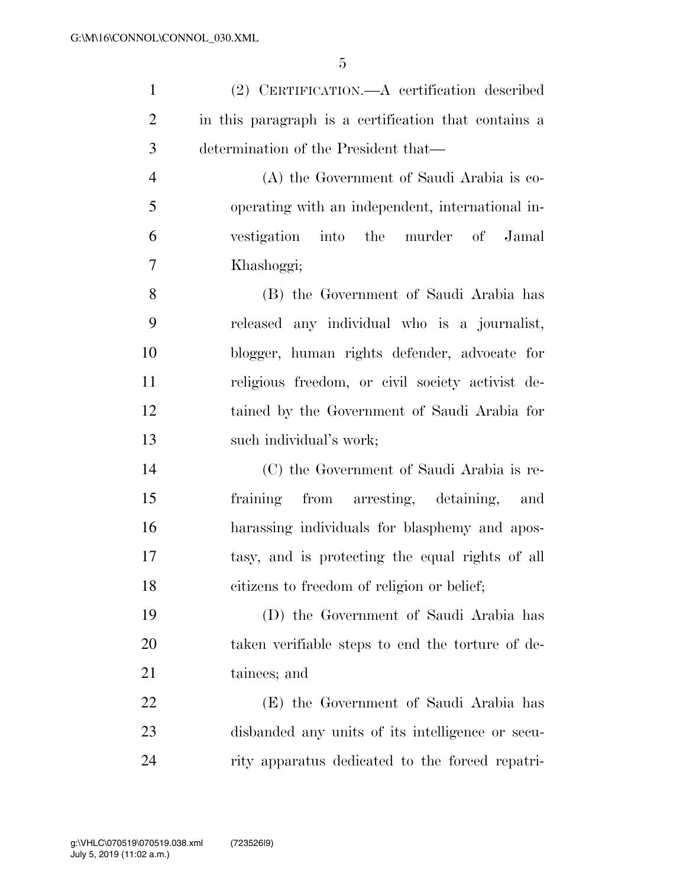(2) CERTIFICATION.—A certification described in this paragraph is a certification that contains a determination of the President that—

(A) the Government of Saudi Arabia is cooperating with an independent, international investigation into the murder of Jamal Khashoggi;

(B) the Government of Saudi Arabia has released any individual who is a journalist, blogger, human rights defender, advocate for religious freedom, or civil society activist detained by the Government of Saudi Arabia for such individual's work;

(C) the Government of Saudi Arabia is refraining from arresting, detaining, and harassing individuals for blasphemy and apostasy, and is protecting the equal rights of all citizens to freedom of religion or belief;

(D) the Government of Saudi Arabia has taken verifiable steps to end the torture of detainees; and

(E) the Government of Saudi Arabia has disbanded any units of its intelligence or security apparatus dedicated to the forced repatri-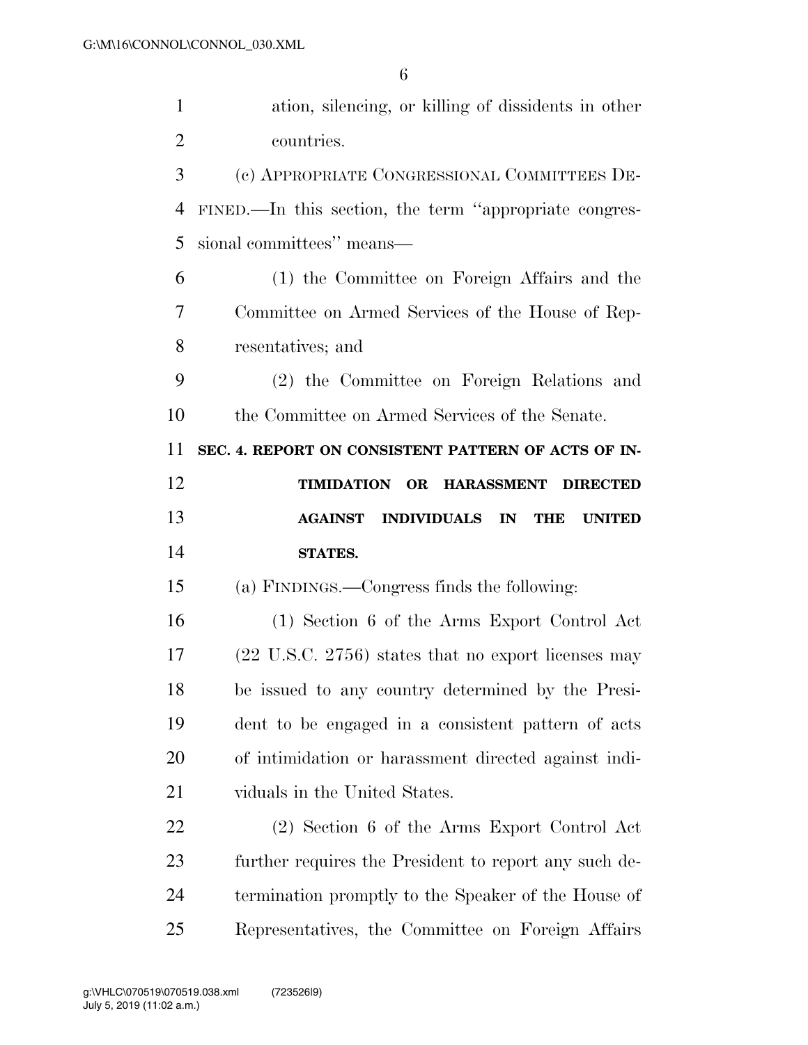ation, silencing, or killing of dissidents in other countries.

(c) APPROPRIATE CONGRESSIONAL COMMITTEES DEFINED.—In this section, the term ''appropriate congressional committees'' means—

(1) the Committee on Foreign Affairs and the Committee on Armed Services of the House of Representatives; and

(2) the Committee on Foreign Relations and the Committee on Armed Services of the Senate.

**SEC. 4. REPORT ON CONSISTENT PATTERN OF ACTS OF INTIMIDATION OR HARASSMENT DIRECTED AGAINST INDIVIDUALS IN THE UNITED STATES.**

(a) FINDINGS.—Congress finds the following:

(1) Section 6 of the Arms Export Control Act (22 U.S.C. 2756) states that no export licenses may be issued to any country determined by the President to be engaged in a consistent pattern of acts of intimidation or harassment directed against individuals in the United States.

(2) Section 6 of the Arms Export Control Act further requires the President to report any such determination promptly to the Speaker of the House of Representatives, the Committee on Foreign Affairs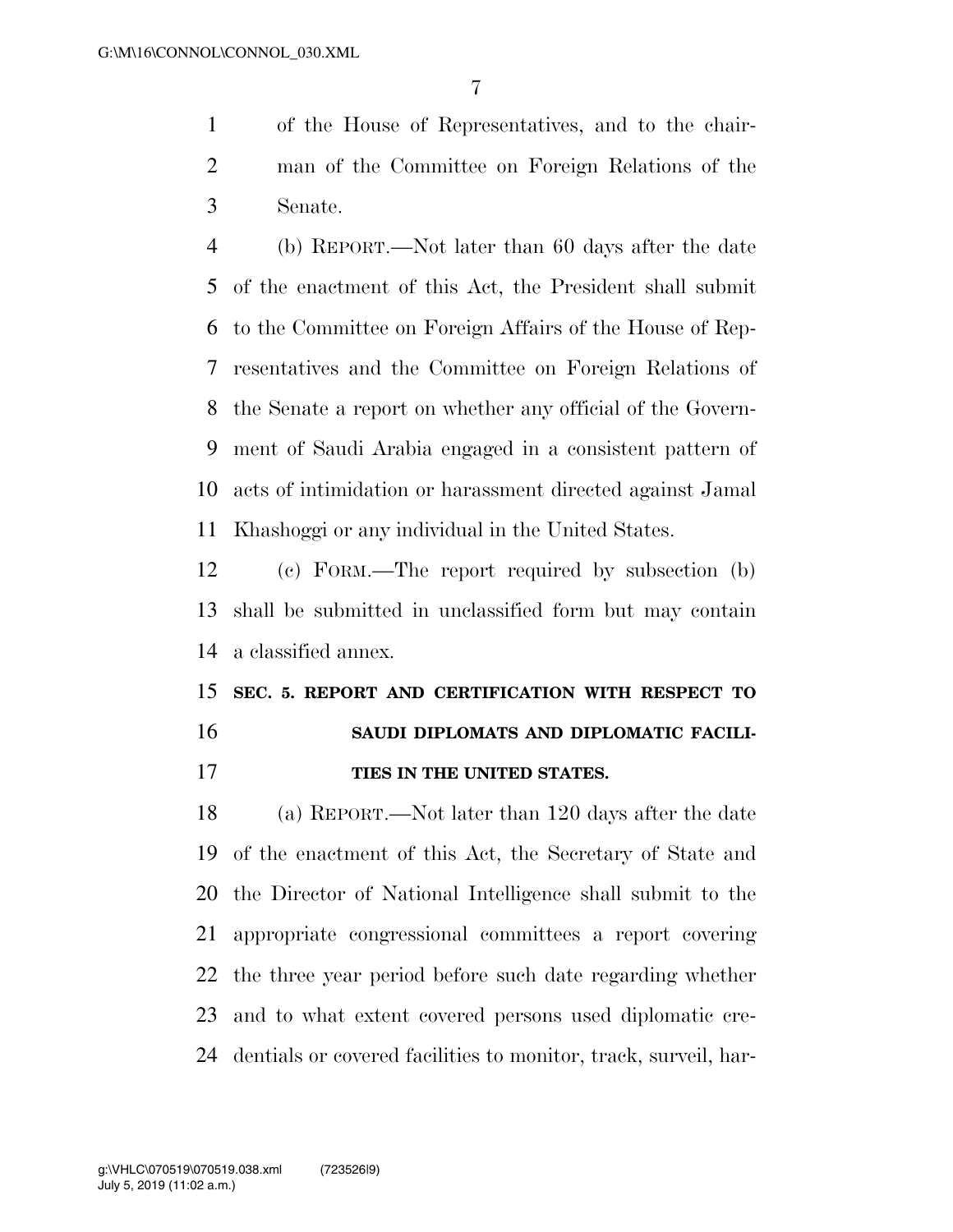of the House of Representatives, and to the chairman of the Committee on Foreign Relations of the Senate.

(b) REPORT.—Not later than 60 days after the date of the enactment of this Act, the President shall submit to the Committee on Foreign Affairs of the House of Representatives and the Committee on Foreign Relations of the Senate a report on whether any official of the Government of Saudi Arabia engaged in a consistent pattern of acts of intimidation or harassment directed against Jamal Khashoggi or any individual in the United States.

(c) FORM.—The report required by subsection (b) shall be submitted in unclassified form but may contain a classified annex.

**SEC. 5. REPORT AND CERTIFICATION WITH RESPECT TO SAUDI DIPLOMATS AND DIPLOMATIC FACILITIES IN THE UNITED STATES.**

(a) REPORT.—Not later than 120 days after the date of the enactment of this Act, the Secretary of State and the Director of National Intelligence shall submit to the appropriate congressional committees a report covering the three year period before such date regarding whether and to what extent covered persons used diplomatic credentials or covered facilities to monitor, track, surveil, har-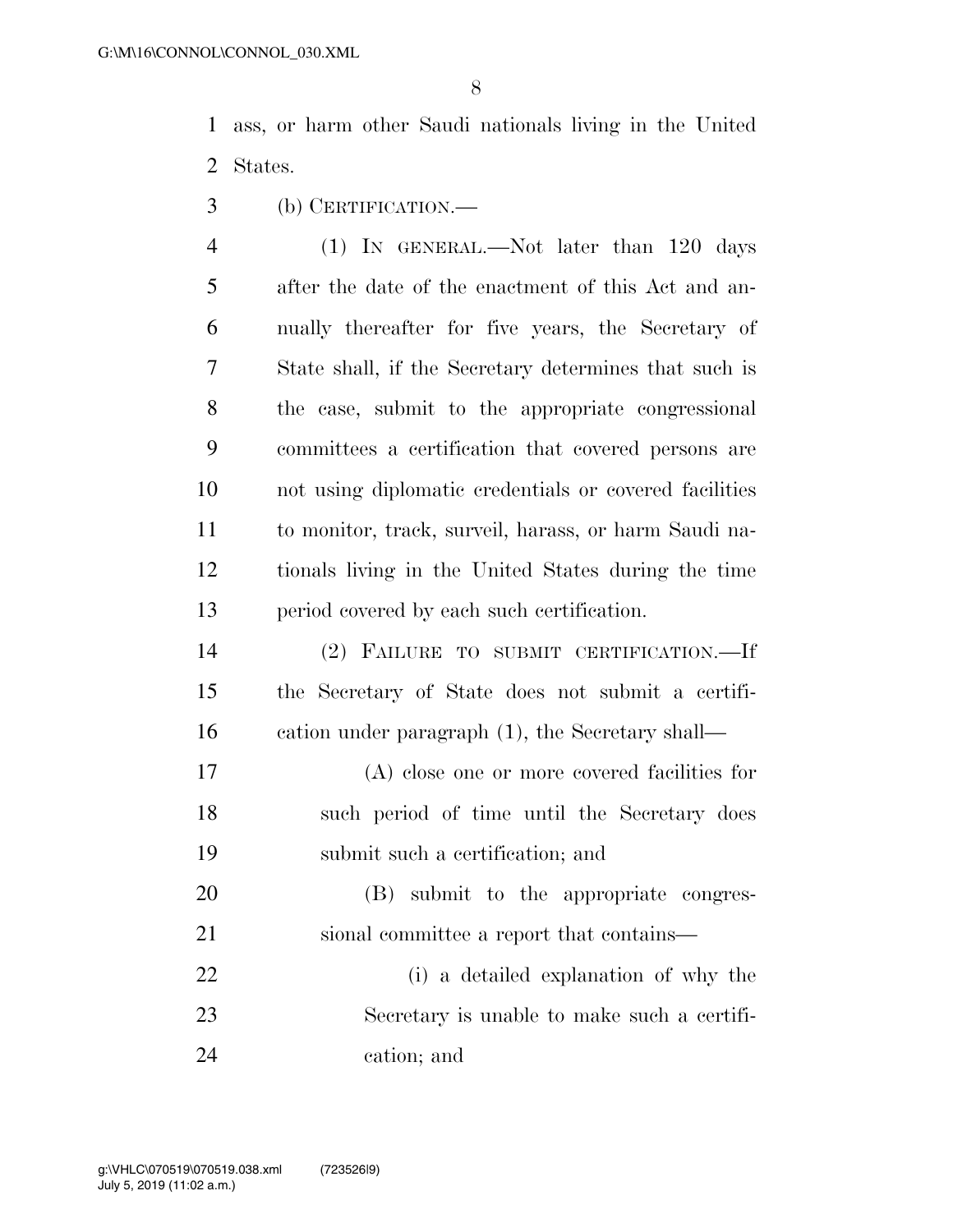ass, or harm other Saudi nationals living in the United States.

(b) CERTIFICATION.—

(1) IN GENERAL.—Not later than 120 days after the date of the enactment of this Act and annually thereafter for five years, the Secretary of State shall, if the Secretary determines that such is the case, submit to the appropriate congressional committees a certification that covered persons are not using diplomatic credentials or covered facilities to monitor, track, surveil, harass, or harm Saudi nationals living in the United States during the time period covered by each such certification.

(2) FAILURE TO SUBMIT CERTIFICATION.—If the Secretary of State does not submit a certification under paragraph (1), the Secretary shall—

(A) close one or more covered facilities for such period of time until the Secretary does submit such a certification; and

(B) submit to the appropriate congressional committee a report that contains—

(i) a detailed explanation of why the Secretary is unable to make such a certification; and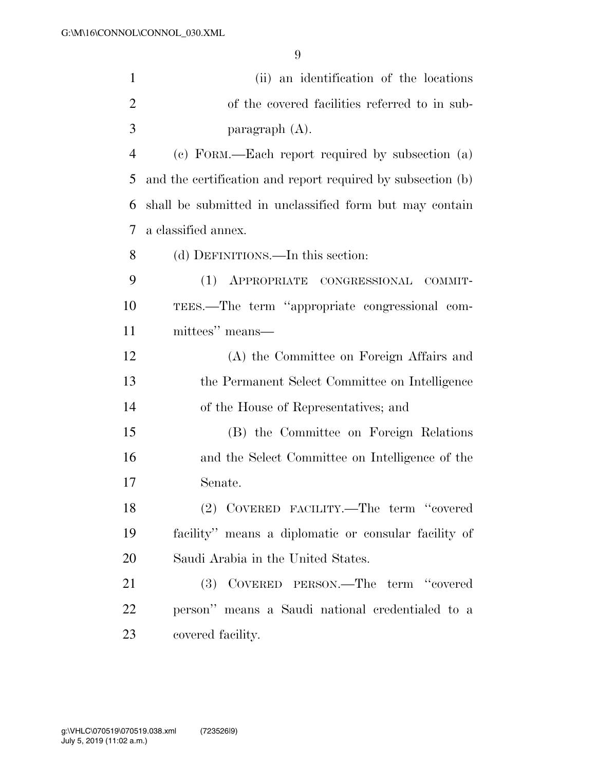(ii) an identification of the locations of the covered facilities referred to in subparagraph (A).

(c) FORM.—Each report required by subsection (a) and the certification and report required by subsection (b) shall be submitted in unclassified form but may contain a classified annex.

(d) DEFINITIONS.—In this section:

(1) APPROPRIATE CONGRESSIONAL COMMITTEES.—The term ''appropriate congressional committees'' means—

(A) the Committee on Foreign Affairs and the Permanent Select Committee on Intelligence of the House of Representatives; and

(B) the Committee on Foreign Relations and the Select Committee on Intelligence of the Senate.

(2) COVERED FACILITY.—The term ''covered facility'' means a diplomatic or consular facility of Saudi Arabia in the United States.

(3) COVERED PERSON.—The term ''covered person'' means a Saudi national credentialed to a covered facility.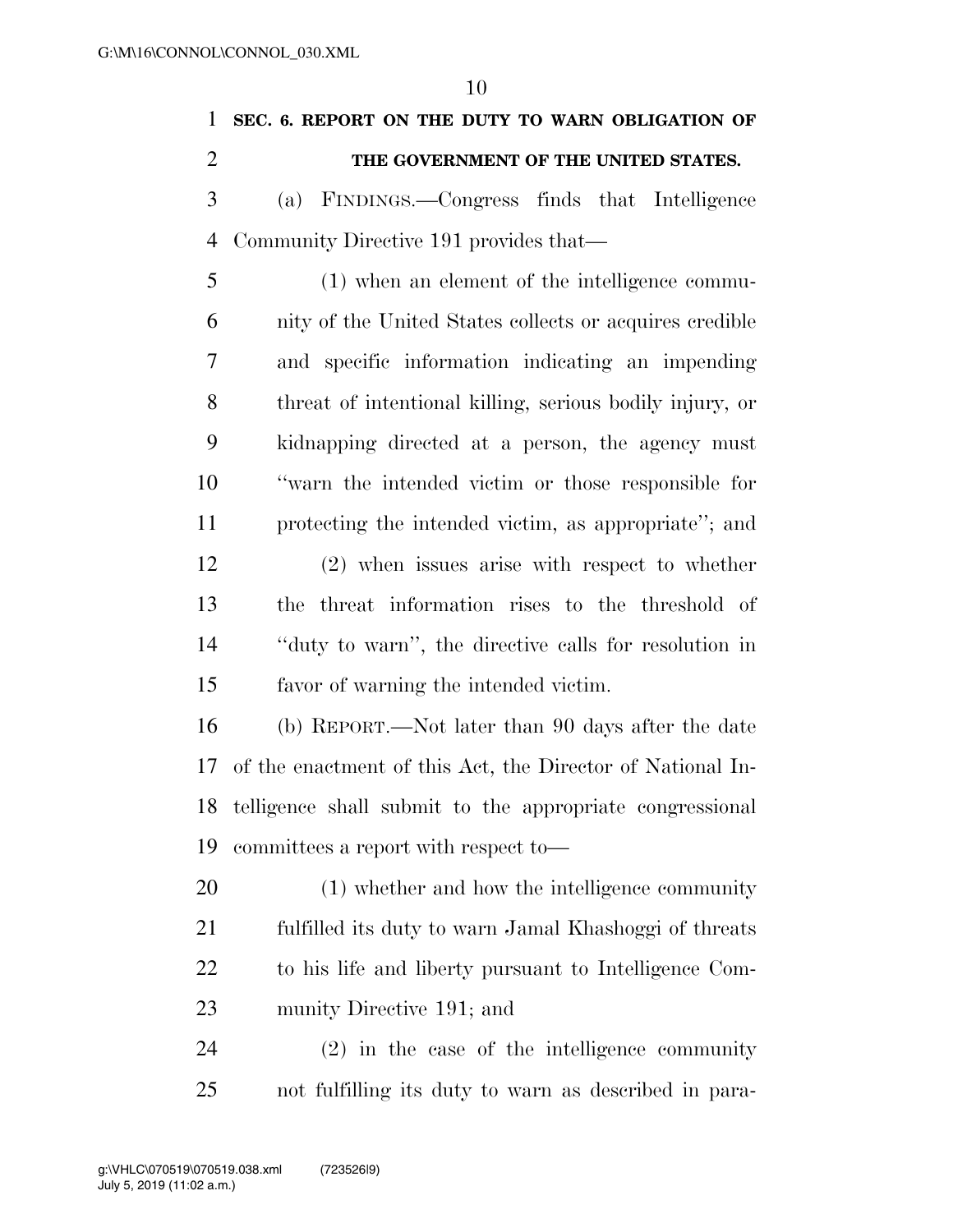**SEC. 6. REPORT ON THE DUTY TO WARN OBLIGATION OF THE GOVERNMENT OF THE UNITED STATES.**

(a) FINDINGS.—Congress finds that Intelligence Community Directive 191 provides that—

(1) when an element of the intelligence community of the United States collects or acquires credible and specific information indicating an impending threat of intentional killing, serious bodily injury, or kidnapping directed at a person, the agency must "warn the intended victim or those responsible for protecting the intended victim, as appropriate"; and

(2) when issues arise with respect to whether the threat information rises to the threshold of "duty to warn", the directive calls for resolution in favor of warning the intended victim.

(b) REPORT.—Not later than 90 days after the date of the enactment of this Act, the Director of National Intelligence shall submit to the appropriate congressional committees a report with respect to—

(1) whether and how the intelligence community fulfilled its duty to warn Jamal Khashoggi of threats to his life and liberty pursuant to Intelligence Community Directive 191; and

(2) in the case of the intelligence community not fulfilling its duty to warn as described in para-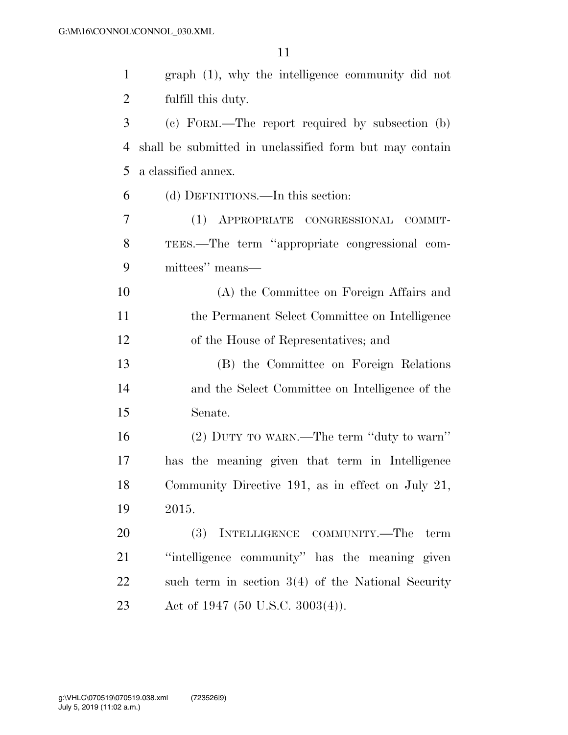graph (1), why the intelligence community did not fulfill this duty.

(c) FORM.—The report required by subsection (b) shall be submitted in unclassified form but may contain a classified annex.

(d) DEFINITIONS.—In this section:

(1) APPROPRIATE CONGRESSIONAL COMMITTEES.—The term ''appropriate congressional committees'' means—

(A) the Committee on Foreign Affairs and the Permanent Select Committee on Intelligence of the House of Representatives; and

(B) the Committee on Foreign Relations and the Select Committee on Intelligence of the Senate.

(2) DUTY TO WARN.—The term ''duty to warn'' has the meaning given that term in Intelligence Community Directive 191, as in effect on July 21, 2015.

(3) INTELLIGENCE COMMUNITY.—The term ''intelligence community'' has the meaning given such term in section 3(4) of the National Security Act of 1947 (50 U.S.C. 3003(4)).